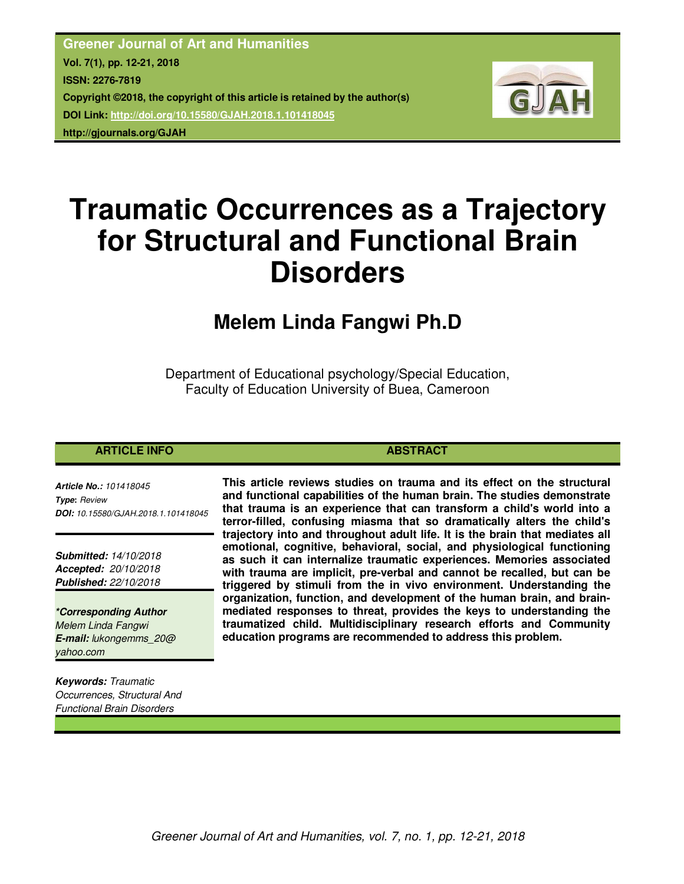**Greener Journal of Art and Humanities**
**Vol. 7(1), pp. 12-21, 2018**
**ISSN: 2276-7819**
**Copyright ©2018, the copyright of this article is retained by the author(s)**
**DOI Link: http://doi.org/10.15580/GJAH.2018.1.101418045**
**http://gjournals.org/GJAH**

# Traumatic Occurrences as a Trajectory for Structural and Functional Brain Disorders

## Melem Linda Fangwi Ph.D

Department of Educational psychology/Special Education,
Faculty of Education University of Buea, Cameroon

### ARTICLE INFO

***Article No.:*** *101418045*
***Type:*** *Review*
***DOI:*** *10.15580/GJAH.2018.1.101418045*

***Submitted:*** *14/10/2018*
***Accepted:*** *20/10/2018*
***Published:*** *22/10/2018*

***\*Corresponding Author***
*Melem Linda Fangwi*
***E-mail:*** *lukongemms_20@yahoo.com*

***Keywords:*** *Traumatic Occurrences, Structural And Functional Brain Disorders*

### ABSTRACT

**This article reviews studies on trauma and its effect on the structural and functional capabilities of the human brain. The studies demonstrate that trauma is an experience that can transform a child's world into a terror-filled, confusing miasma that so dramatically alters the child's trajectory into and throughout adult life. It is the brain that mediates all emotional, cognitive, behavioral, social, and physiological functioning as such it can internalize traumatic experiences. Memories associated with trauma are implicit, pre-verbal and cannot be recalled, but can be triggered by stimuli from the in vivo environment. Understanding the organization, function, and development of the human brain, and brain-mediated responses to threat, provides the keys to understanding the traumatized child. Multidisciplinary research efforts and Community education programs are recommended to address this problem.**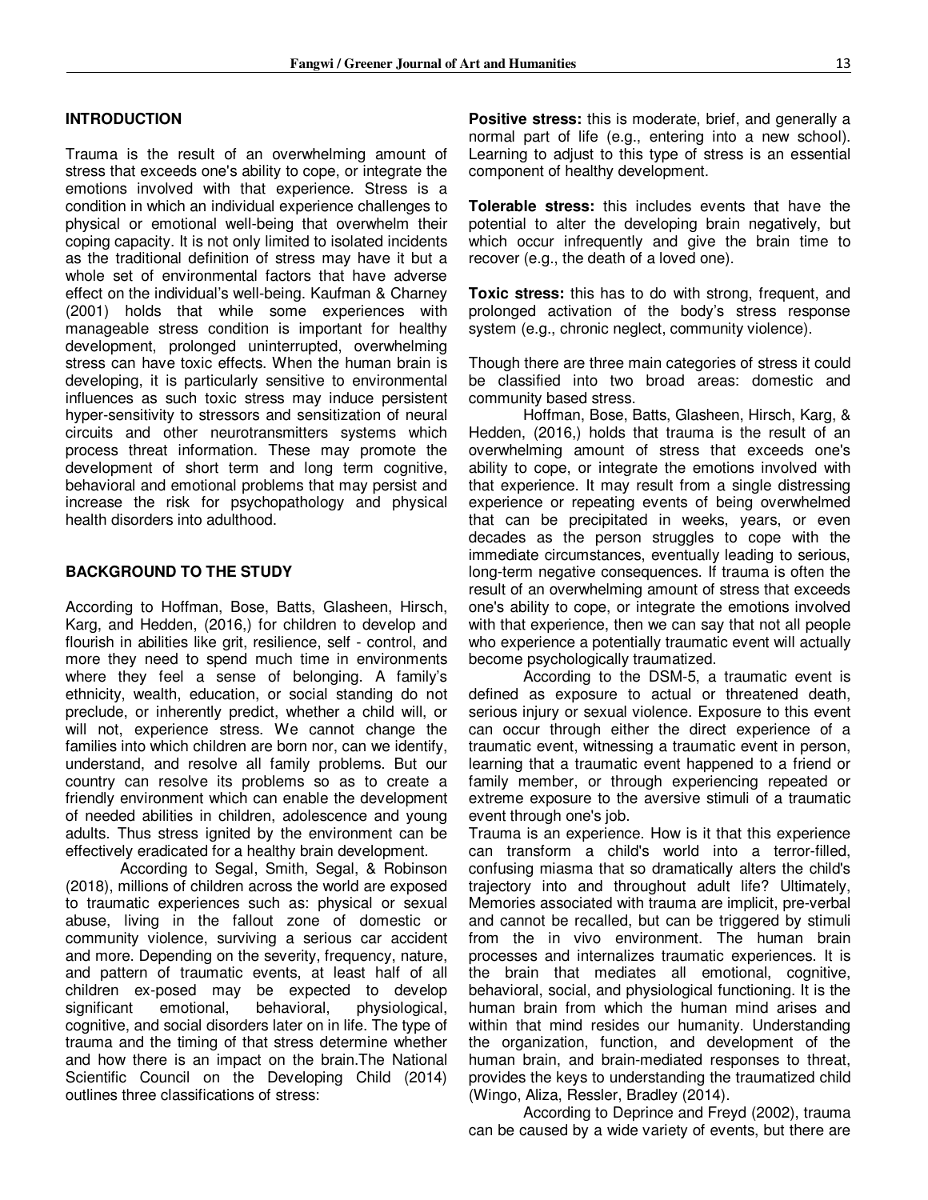## INTRODUCTION

Trauma is the result of an overwhelming amount of stress that exceeds one's ability to cope, or integrate the emotions involved with that experience. Stress is a condition in which an individual experience challenges to physical or emotional well-being that overwhelm their coping capacity. It is not only limited to isolated incidents as the traditional definition of stress may have it but a whole set of environmental factors that have adverse effect on the individual's well-being. Kaufman & Charney (2001) holds that while some experiences with manageable stress condition is important for healthy development, prolonged uninterrupted, overwhelming stress can have toxic effects. When the human brain is developing, it is particularly sensitive to environmental influences as such toxic stress may induce persistent hyper-sensitivity to stressors and sensitization of neural circuits and other neurotransmitters systems which process threat information. These may promote the development of short term and long term cognitive, behavioral and emotional problems that may persist and increase the risk for psychopathology and physical health disorders into adulthood.

## BACKGROUND TO THE STUDY

According to Hoffman, Bose, Batts, Glasheen, Hirsch, Karg, and Hedden, (2016,) for children to develop and flourish in abilities like grit, resilience, self - control, and more they need to spend much time in environments where they feel a sense of belonging. A family's ethnicity, wealth, education, or social standing do not preclude, or inherently predict, whether a child will, or will not, experience stress. We cannot change the families into which children are born nor, can we identify, understand, and resolve all family problems. But our country can resolve its problems so as to create a friendly environment which can enable the development of needed abilities in children, adolescence and young adults. Thus stress ignited by the environment can be effectively eradicated for a healthy brain development.

According to Segal, Smith, Segal, & Robinson (2018), millions of children across the world are exposed to traumatic experiences such as: physical or sexual abuse, living in the fallout zone of domestic or community violence, surviving a serious car accident and more. Depending on the severity, frequency, nature, and pattern of traumatic events, at least half of all children ex-posed may be expected to develop significant emotional, behavioral, physiological, cognitive, and social disorders later on in life. The type of trauma and the timing of that stress determine whether and how there is an impact on the brain.The National Scientific Council on the Developing Child (2014) outlines three classifications of stress:

**Positive stress:** this is moderate, brief, and generally a normal part of life (e.g., entering into a new school). Learning to adjust to this type of stress is an essential component of healthy development.

**Tolerable stress:** this includes events that have the potential to alter the developing brain negatively, but which occur infrequently and give the brain time to recover (e.g., the death of a loved one).

**Toxic stress:** this has to do with strong, frequent, and prolonged activation of the body's stress response system (e.g., chronic neglect, community violence).

Though there are three main categories of stress it could be classified into two broad areas: domestic and community based stress.

Hoffman, Bose, Batts, Glasheen, Hirsch, Karg, & Hedden, (2016,) holds that trauma is the result of an overwhelming amount of stress that exceeds one's ability to cope, or integrate the emotions involved with that experience. It may result from a single distressing experience or repeating events of being overwhelmed that can be precipitated in weeks, years, or even decades as the person struggles to cope with the immediate circumstances, eventually leading to serious, long-term negative consequences. If trauma is often the result of an overwhelming amount of stress that exceeds one's ability to cope, or integrate the emotions involved with that experience, then we can say that not all people who experience a potentially traumatic event will actually become psychologically traumatized.

According to the DSM-5, a traumatic event is defined as exposure to actual or threatened death, serious injury or sexual violence. Exposure to this event can occur through either the direct experience of a traumatic event, witnessing a traumatic event in person, learning that a traumatic event happened to a friend or family member, or through experiencing repeated or extreme exposure to the aversive stimuli of a traumatic event through one's job.

Trauma is an experience. How is it that this experience can transform a child's world into a terror-filled, confusing miasma that so dramatically alters the child's trajectory into and throughout adult life? Ultimately, Memories associated with trauma are implicit, pre-verbal and cannot be recalled, but can be triggered by stimuli from the in vivo environment. The human brain processes and internalizes traumatic experiences. It is the brain that mediates all emotional, cognitive, behavioral, social, and physiological functioning. It is the human brain from which the human mind arises and within that mind resides our humanity. Understanding the organization, function, and development of the human brain, and brain-mediated responses to threat, provides the keys to understanding the traumatized child (Wingo, Aliza, Ressler, Bradley (2014).

According to Deprince and Freyd (2002), trauma can be caused by a wide variety of events, but there are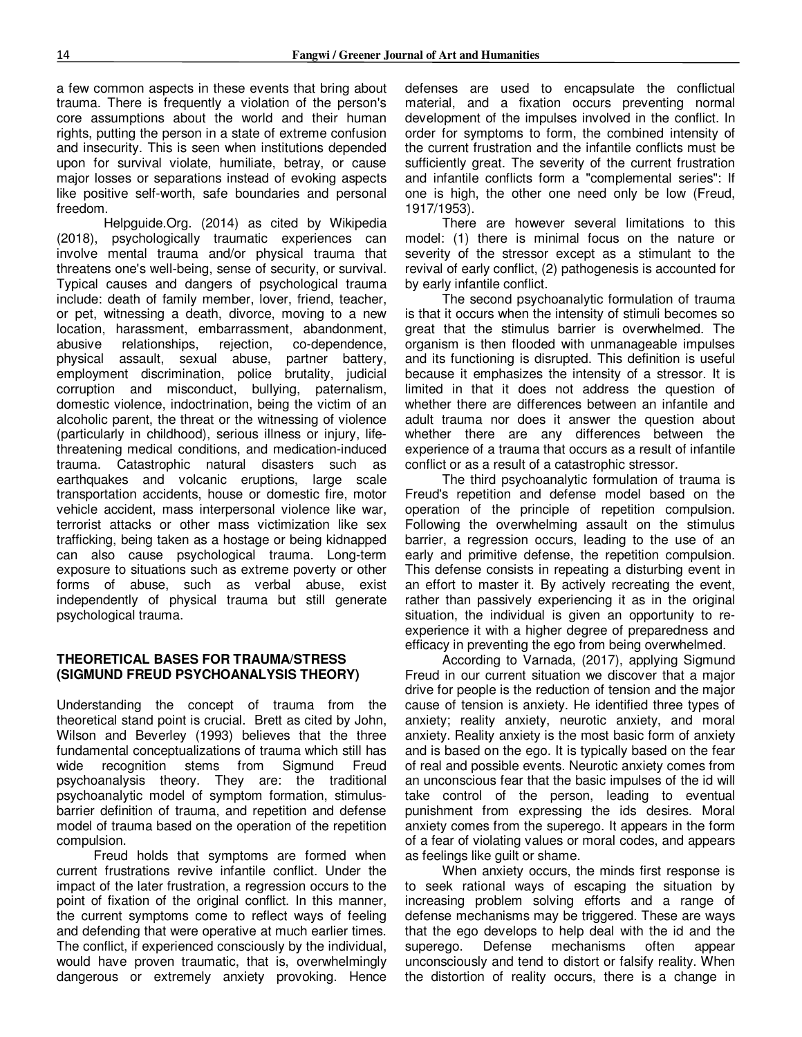a few common aspects in these events that bring about trauma. There is frequently a violation of the person's core assumptions about the world and their human rights, putting the person in a state of extreme confusion and insecurity. This is seen when institutions depended upon for survival violate, humiliate, betray, or cause major losses or separations instead of evoking aspects like positive self-worth, safe boundaries and personal freedom.

Helpguide.Org. (2014) as cited by Wikipedia (2018), psychologically traumatic experiences can involve mental trauma and/or physical trauma that threatens one's well-being, sense of security, or survival. Typical causes and dangers of psychological trauma include: death of family member, lover, friend, teacher, or pet, witnessing a death, divorce, moving to a new location, harassment, embarrassment, abandonment, abusive relationships, rejection, co-dependence, physical assault, sexual abuse, partner battery, employment discrimination, police brutality, judicial corruption and misconduct, bullying, paternalism, domestic violence, indoctrination, being the victim of an alcoholic parent, the threat or the witnessing of violence (particularly in childhood), serious illness or injury, life-threatening medical conditions, and medication-induced trauma. Catastrophic natural disasters such as earthquakes and volcanic eruptions, large scale transportation accidents, house or domestic fire, motor vehicle accident, mass interpersonal violence like war, terrorist attacks or other mass victimization like sex trafficking, being taken as a hostage or being kidnapped can also cause psychological trauma. Long-term exposure to situations such as extreme poverty or other forms of abuse, such as verbal abuse, exist independently of physical trauma but still generate psychological trauma.

## THEORETICAL BASES FOR TRAUMA/STRESS (SIGMUND FREUD PSYCHOANALYSIS THEORY)

Understanding the concept of trauma from the theoretical stand point is crucial. Brett as cited by John, Wilson and Beverley (1993) believes that the three fundamental conceptualizations of trauma which still has wide recognition stems from Sigmund Freud psychoanalysis theory. They are: the traditional psychoanalytic model of symptom formation, stimulus-barrier definition of trauma, and repetition and defense model of trauma based on the operation of the repetition compulsion.

Freud holds that symptoms are formed when current frustrations revive infantile conflict. Under the impact of the later frustration, a regression occurs to the point of fixation of the original conflict. In this manner, the current symptoms come to reflect ways of feeling and defending that were operative at much earlier times. The conflict, if experienced consciously by the individual, would have proven traumatic, that is, overwhelmingly dangerous or extremely anxiety provoking. Hence defenses are used to encapsulate the conflictual material, and a fixation occurs preventing normal development of the impulses involved in the conflict. In order for symptoms to form, the combined intensity of the current frustration and the infantile conflicts must be sufficiently great. The severity of the current frustration and infantile conflicts form a "complemental series": If one is high, the other one need only be low (Freud, 1917/1953).

There are however several limitations to this model: (1) there is minimal focus on the nature or severity of the stressor except as a stimulant to the revival of early conflict, (2) pathogenesis is accounted for by early infantile conflict.

The second psychoanalytic formulation of trauma is that it occurs when the intensity of stimuli becomes so great that the stimulus barrier is overwhelmed. The organism is then flooded with unmanageable impulses and its functioning is disrupted. This definition is useful because it emphasizes the intensity of a stressor. It is limited in that it does not address the question of whether there are differences between an infantile and adult trauma nor does it answer the question about whether there are any differences between the experience of a trauma that occurs as a result of infantile conflict or as a result of a catastrophic stressor.

The third psychoanalytic formulation of trauma is Freud's repetition and defense model based on the operation of the principle of repetition compulsion. Following the overwhelming assault on the stimulus barrier, a regression occurs, leading to the use of an early and primitive defense, the repetition compulsion. This defense consists in repeating a disturbing event in an effort to master it. By actively recreating the event, rather than passively experiencing it as in the original situation, the individual is given an opportunity to re-experience it with a higher degree of preparedness and efficacy in preventing the ego from being overwhelmed.

According to Varnada, (2017), applying Sigmund Freud in our current situation we discover that a major drive for people is the reduction of tension and the major cause of tension is anxiety. He identified three types of anxiety; reality anxiety, neurotic anxiety, and moral anxiety. Reality anxiety is the most basic form of anxiety and is based on the ego. It is typically based on the fear of real and possible events. Neurotic anxiety comes from an unconscious fear that the basic impulses of the id will take control of the person, leading to eventual punishment from expressing the ids desires. Moral anxiety comes from the superego. It appears in the form of a fear of violating values or moral codes, and appears as feelings like guilt or shame.

When anxiety occurs, the minds first response is to seek rational ways of escaping the situation by increasing problem solving efforts and a range of defense mechanisms may be triggered. These are ways that the ego develops to help deal with the id and the superego. Defense mechanisms often appear unconsciously and tend to distort or falsify reality. When the distortion of reality occurs, there is a change in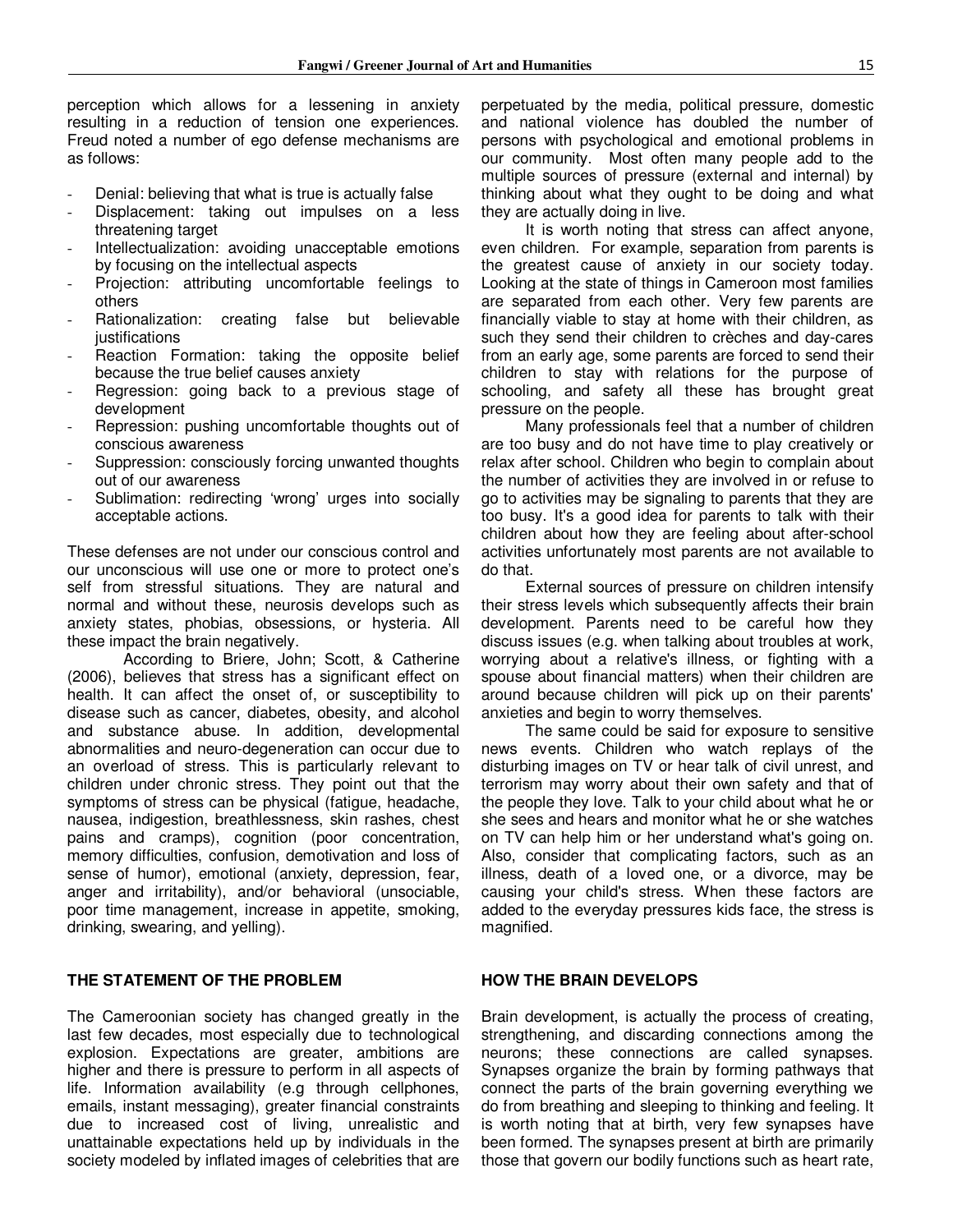perception which allows for a lessening in anxiety resulting in a reduction of tension one experiences. Freud noted a number of ego defense mechanisms are as follows:

- Denial: believing that what is true is actually false
- Displacement: taking out impulses on a less threatening target
- Intellectualization: avoiding unacceptable emotions by focusing on the intellectual aspects
- Projection: attributing uncomfortable feelings to others
- Rationalization: creating false but believable justifications
- Reaction Formation: taking the opposite belief because the true belief causes anxiety
- Regression: going back to a previous stage of development
- Repression: pushing uncomfortable thoughts out of conscious awareness
- Suppression: consciously forcing unwanted thoughts out of our awareness
- Sublimation: redirecting 'wrong' urges into socially acceptable actions.

These defenses are not under our conscious control and our unconscious will use one or more to protect one's self from stressful situations. They are natural and normal and without these, neurosis develops such as anxiety states, phobias, obsessions, or hysteria. All these impact the brain negatively.

According to Briere, John; Scott, & Catherine (2006), believes that stress has a significant effect on health. It can affect the onset of, or susceptibility to disease such as cancer, diabetes, obesity, and alcohol and substance abuse. In addition, developmental abnormalities and neuro-degeneration can occur due to an overload of stress. This is particularly relevant to children under chronic stress. They point out that the symptoms of stress can be physical (fatigue, headache, nausea, indigestion, breathlessness, skin rashes, chest pains and cramps), cognition (poor concentration, memory difficulties, confusion, demotivation and loss of sense of humor), emotional (anxiety, depression, fear, anger and irritability), and/or behavioral (unsociable, poor time management, increase in appetite, smoking, drinking, swearing, and yelling).

## THE STATEMENT OF THE PROBLEM

The Cameroonian society has changed greatly in the last few decades, most especially due to technological explosion. Expectations are greater, ambitions are higher and there is pressure to perform in all aspects of life. Information availability (e.g through cellphones, emails, instant messaging), greater financial constraints due to increased cost of living, unrealistic and unattainable expectations held up by individuals in the society modeled by inflated images of celebrities that are perpetuated by the media, political pressure, domestic and national violence has doubled the number of persons with psychological and emotional problems in our community. Most often many people add to the multiple sources of pressure (external and internal) by thinking about what they ought to be doing and what they are actually doing in live.

It is worth noting that stress can affect anyone, even children. For example, separation from parents is the greatest cause of anxiety in our society today. Looking at the state of things in Cameroon most families are separated from each other. Very few parents are financially viable to stay at home with their children, as such they send their children to crèches and day-cares from an early age, some parents are forced to send their children to stay with relations for the purpose of schooling, and safety all these has brought great pressure on the people.

Many professionals feel that a number of children are too busy and do not have time to play creatively or relax after school. Children who begin to complain about the number of activities they are involved in or refuse to go to activities may be signaling to parents that they are too busy. It's a good idea for parents to talk with their children about how they are feeling about after-school activities unfortunately most parents are not available to do that.

External sources of pressure on children intensify their stress levels which subsequently affects their brain development. Parents need to be careful how they discuss issues (e.g. when talking about troubles at work, worrying about a relative's illness, or fighting with a spouse about financial matters) when their children are around because children will pick up on their parents' anxieties and begin to worry themselves.

The same could be said for exposure to sensitive news events. Children who watch replays of the disturbing images on TV or hear talk of civil unrest, and terrorism may worry about their own safety and that of the people they love. Talk to your child about what he or she sees and hears and monitor what he or she watches on TV can help him or her understand what's going on. Also, consider that complicating factors, such as an illness, death of a loved one, or a divorce, may be causing your child's stress. When these factors are added to the everyday pressures kids face, the stress is magnified.

## HOW THE BRAIN DEVELOPS

Brain development, is actually the process of creating, strengthening, and discarding connections among the neurons; these connections are called synapses. Synapses organize the brain by forming pathways that connect the parts of the brain governing everything we do from breathing and sleeping to thinking and feeling. It is worth noting that at birth, very few synapses have been formed. The synapses present at birth are primarily those that govern our bodily functions such as heart rate,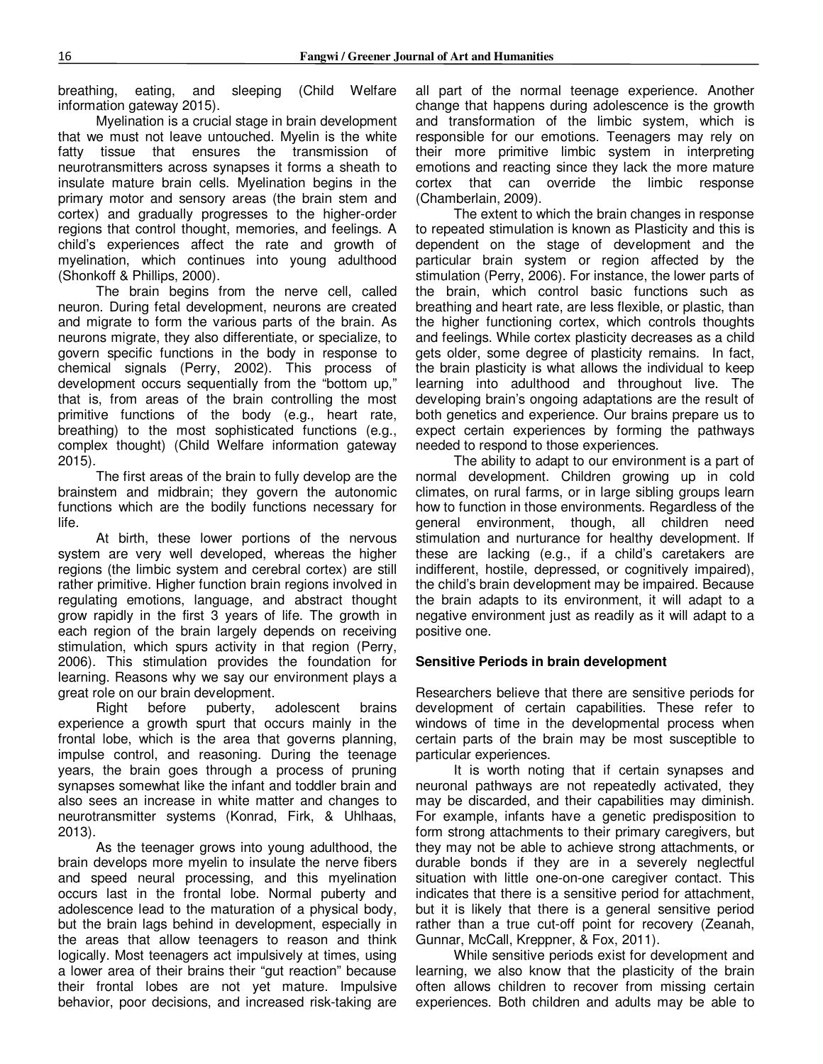breathing, eating, and sleeping (Child Welfare information gateway 2015).

Myelination is a crucial stage in brain development that we must not leave untouched. Myelin is the white fatty tissue that ensures the transmission of neurotransmitters across synapses it forms a sheath to insulate mature brain cells. Myelination begins in the primary motor and sensory areas (the brain stem and cortex) and gradually progresses to the higher-order regions that control thought, memories, and feelings. A child's experiences affect the rate and growth of myelination, which continues into young adulthood (Shonkoff & Phillips, 2000).

The brain begins from the nerve cell, called neuron. During fetal development, neurons are created and migrate to form the various parts of the brain. As neurons migrate, they also differentiate, or specialize, to govern specific functions in the body in response to chemical signals (Perry, 2002). This process of development occurs sequentially from the "bottom up," that is, from areas of the brain controlling the most primitive functions of the body (e.g., heart rate, breathing) to the most sophisticated functions (e.g., complex thought) (Child Welfare information gateway 2015).

The first areas of the brain to fully develop are the brainstem and midbrain; they govern the autonomic functions which are the bodily functions necessary for life.

At birth, these lower portions of the nervous system are very well developed, whereas the higher regions (the limbic system and cerebral cortex) are still rather primitive. Higher function brain regions involved in regulating emotions, language, and abstract thought grow rapidly in the first 3 years of life. The growth in each region of the brain largely depends on receiving stimulation, which spurs activity in that region (Perry, 2006). This stimulation provides the foundation for learning. Reasons why we say our environment plays a great role on our brain development.

Right before puberty, adolescent brains experience a growth spurt that occurs mainly in the frontal lobe, which is the area that governs planning, impulse control, and reasoning. During the teenage years, the brain goes through a process of pruning synapses somewhat like the infant and toddler brain and also sees an increase in white matter and changes to neurotransmitter systems (Konrad, Firk, & Uhlhaas, 2013).

As the teenager grows into young adulthood, the brain develops more myelin to insulate the nerve fibers and speed neural processing, and this myelination occurs last in the frontal lobe. Normal puberty and adolescence lead to the maturation of a physical body, but the brain lags behind in development, especially in the areas that allow teenagers to reason and think logically. Most teenagers act impulsively at times, using a lower area of their brains their "gut reaction" because their frontal lobes are not yet mature. Impulsive behavior, poor decisions, and increased risk-taking are all part of the normal teenage experience. Another change that happens during adolescence is the growth and transformation of the limbic system, which is responsible for our emotions. Teenagers may rely on their more primitive limbic system in interpreting emotions and reacting since they lack the more mature cortex that can override the limbic response (Chamberlain, 2009).

The extent to which the brain changes in response to repeated stimulation is known as Plasticity and this is dependent on the stage of development and the particular brain system or region affected by the stimulation (Perry, 2006). For instance, the lower parts of the brain, which control basic functions such as breathing and heart rate, are less flexible, or plastic, than the higher functioning cortex, which controls thoughts and feelings. While cortex plasticity decreases as a child gets older, some degree of plasticity remains. In fact, the brain plasticity is what allows the individual to keep learning into adulthood and throughout live. The developing brain's ongoing adaptations are the result of both genetics and experience. Our brains prepare us to expect certain experiences by forming the pathways needed to respond to those experiences.

The ability to adapt to our environment is a part of normal development. Children growing up in cold climates, on rural farms, or in large sibling groups learn how to function in those environments. Regardless of the general environment, though, all children need stimulation and nurturance for healthy development. If these are lacking (e.g., if a child's caretakers are indifferent, hostile, depressed, or cognitively impaired), the child's brain development may be impaired. Because the brain adapts to its environment, it will adapt to a negative environment just as readily as it will adapt to a positive one.

## Sensitive Periods in brain development

Researchers believe that there are sensitive periods for development of certain capabilities. These refer to windows of time in the developmental process when certain parts of the brain may be most susceptible to particular experiences.

It is worth noting that if certain synapses and neuronal pathways are not repeatedly activated, they may be discarded, and their capabilities may diminish. For example, infants have a genetic predisposition to form strong attachments to their primary caregivers, but they may not be able to achieve strong attachments, or durable bonds if they are in a severely neglectful situation with little one-on-one caregiver contact. This indicates that there is a sensitive period for attachment, but it is likely that there is a general sensitive period rather than a true cut-off point for recovery (Zeanah, Gunnar, McCall, Kreppner, & Fox, 2011).

While sensitive periods exist for development and learning, we also know that the plasticity of the brain often allows children to recover from missing certain experiences. Both children and adults may be able to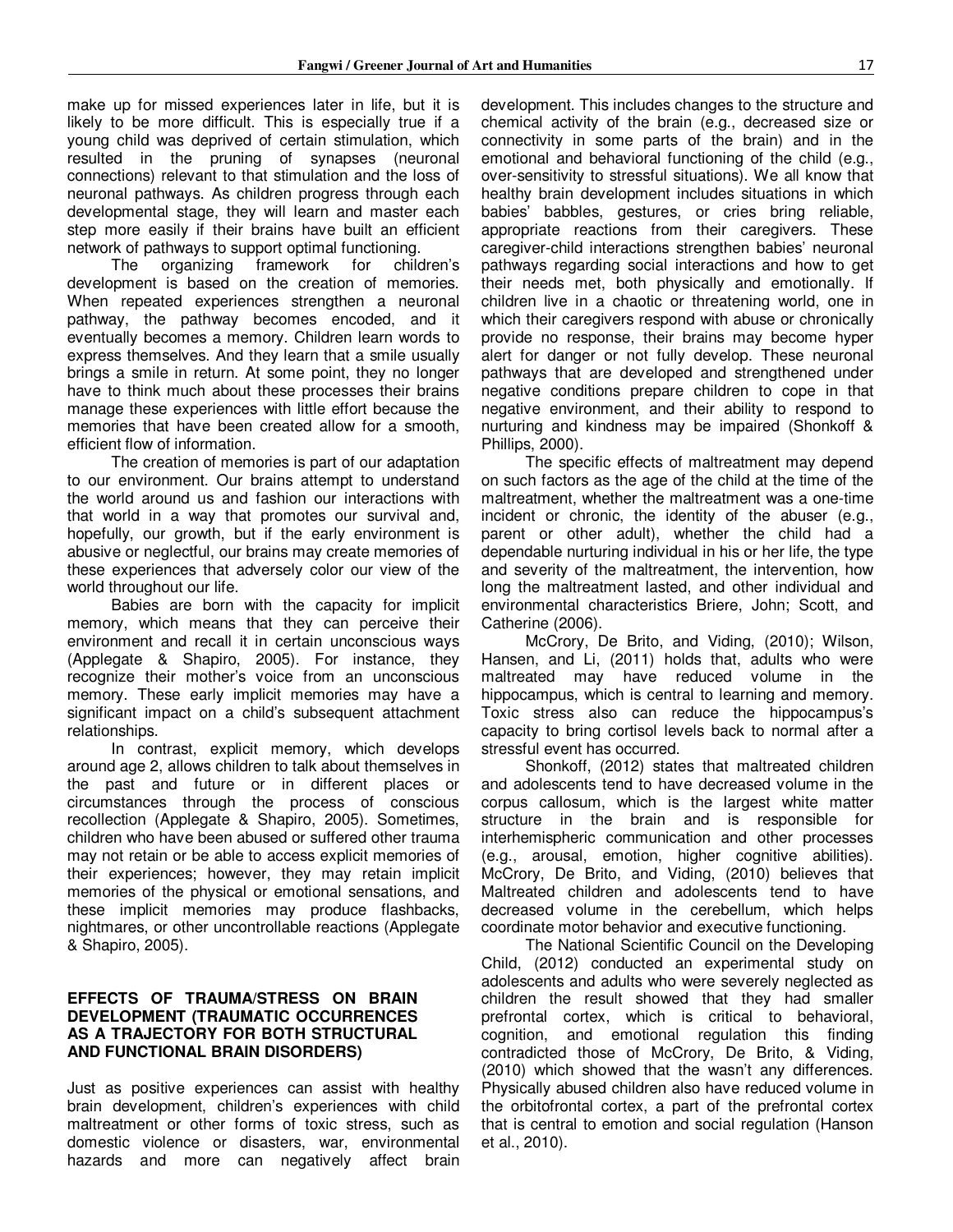make up for missed experiences later in life, but it is likely to be more difficult. This is especially true if a young child was deprived of certain stimulation, which resulted in the pruning of synapses (neuronal connections) relevant to that stimulation and the loss of neuronal pathways. As children progress through each developmental stage, they will learn and master each step more easily if their brains have built an efficient network of pathways to support optimal functioning.

The organizing framework for children's development is based on the creation of memories. When repeated experiences strengthen a neuronal pathway, the pathway becomes encoded, and it eventually becomes a memory. Children learn words to express themselves. And they learn that a smile usually brings a smile in return. At some point, they no longer have to think much about these processes their brains manage these experiences with little effort because the memories that have been created allow for a smooth, efficient flow of information.

The creation of memories is part of our adaptation to our environment. Our brains attempt to understand the world around us and fashion our interactions with that world in a way that promotes our survival and, hopefully, our growth, but if the early environment is abusive or neglectful, our brains may create memories of these experiences that adversely color our view of the world throughout our life.

Babies are born with the capacity for implicit memory, which means that they can perceive their environment and recall it in certain unconscious ways (Applegate & Shapiro, 2005). For instance, they recognize their mother's voice from an unconscious memory. These early implicit memories may have a significant impact on a child's subsequent attachment relationships.

In contrast, explicit memory, which develops around age 2, allows children to talk about themselves in the past and future or in different places or circumstances through the process of conscious recollection (Applegate & Shapiro, 2005). Sometimes, children who have been abused or suffered other trauma may not retain or be able to access explicit memories of their experiences; however, they may retain implicit memories of the physical or emotional sensations, and these implicit memories may produce flashbacks, nightmares, or other uncontrollable reactions (Applegate & Shapiro, 2005).

## EFFECTS OF TRAUMA/STRESS ON BRAIN DEVELOPMENT (TRAUMATIC OCCURRENCES AS A TRAJECTORY FOR BOTH STRUCTURAL AND FUNCTIONAL BRAIN DISORDERS)

Just as positive experiences can assist with healthy brain development, children's experiences with child maltreatment or other forms of toxic stress, such as domestic violence or disasters, war, environmental hazards and more can negatively affect brain development. This includes changes to the structure and chemical activity of the brain (e.g., decreased size or connectivity in some parts of the brain) and in the emotional and behavioral functioning of the child (e.g., over-sensitivity to stressful situations). We all know that healthy brain development includes situations in which babies' babbles, gestures, or cries bring reliable, appropriate reactions from their caregivers. These caregiver-child interactions strengthen babies' neuronal pathways regarding social interactions and how to get their needs met, both physically and emotionally. If children live in a chaotic or threatening world, one in which their caregivers respond with abuse or chronically provide no response, their brains may become hyper alert for danger or not fully develop. These neuronal pathways that are developed and strengthened under negative conditions prepare children to cope in that negative environment, and their ability to respond to nurturing and kindness may be impaired (Shonkoff & Phillips, 2000).

The specific effects of maltreatment may depend on such factors as the age of the child at the time of the maltreatment, whether the maltreatment was a one-time incident or chronic, the identity of the abuser (e.g., parent or other adult), whether the child had a dependable nurturing individual in his or her life, the type and severity of the maltreatment, the intervention, how long the maltreatment lasted, and other individual and environmental characteristics Briere, John; Scott, and Catherine (2006).

McCrory, De Brito, and Viding, (2010); Wilson, Hansen, and Li, (2011) holds that, adults who were maltreated may have reduced volume in the hippocampus, which is central to learning and memory. Toxic stress also can reduce the hippocampus's capacity to bring cortisol levels back to normal after a stressful event has occurred.

Shonkoff, (2012) states that maltreated children and adolescents tend to have decreased volume in the corpus callosum, which is the largest white matter structure in the brain and is responsible for interhemispheric communication and other processes (e.g., arousal, emotion, higher cognitive abilities). McCrory, De Brito, and Viding, (2010) believes that Maltreated children and adolescents tend to have decreased volume in the cerebellum, which helps coordinate motor behavior and executive functioning.

The National Scientific Council on the Developing Child, (2012) conducted an experimental study on adolescents and adults who were severely neglected as children the result showed that they had smaller prefrontal cortex, which is critical to behavioral, cognition, and emotional regulation this finding contradicted those of McCrory, De Brito, & Viding, (2010) which showed that the wasn't any differences. Physically abused children also have reduced volume in the orbitofrontal cortex, a part of the prefrontal cortex that is central to emotion and social regulation (Hanson et al., 2010).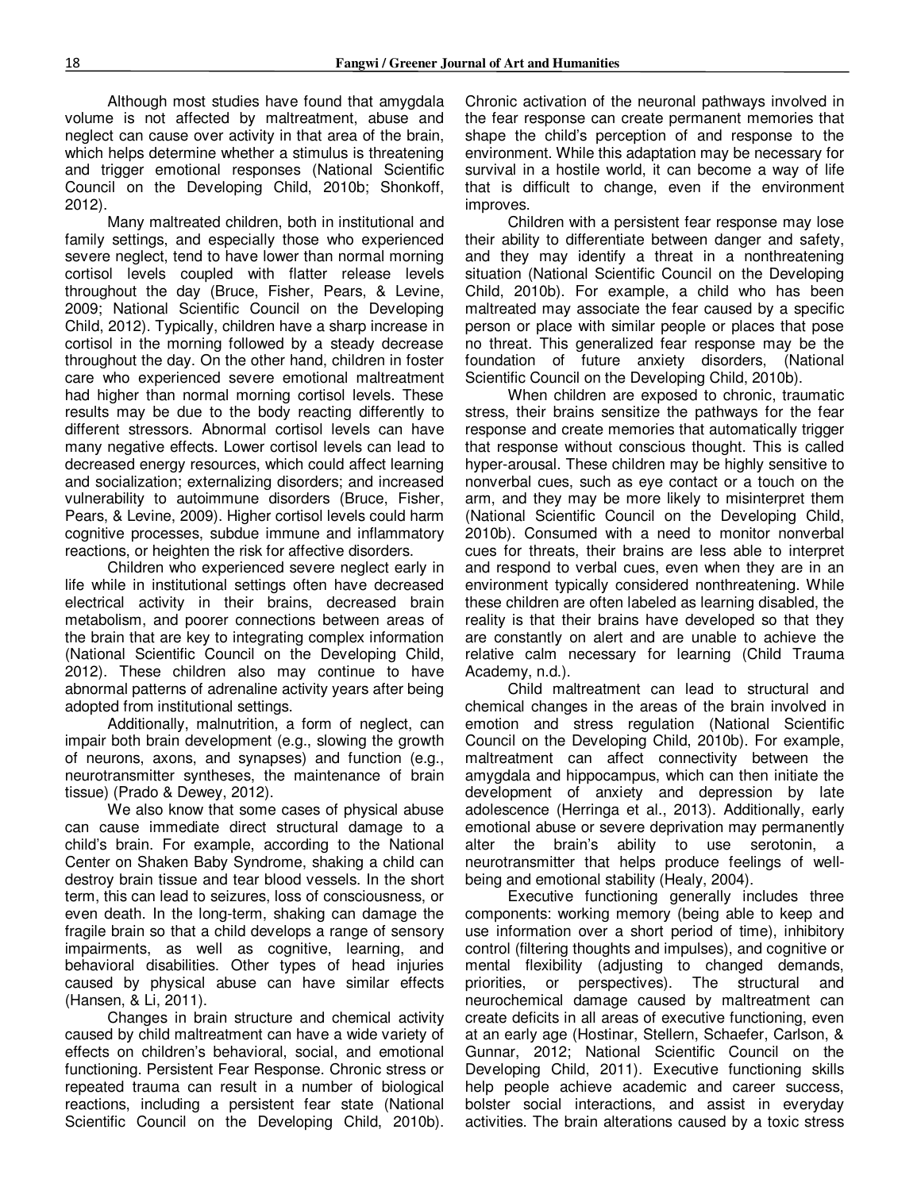Although most studies have found that amygdala volume is not affected by maltreatment, abuse and neglect can cause over activity in that area of the brain, which helps determine whether a stimulus is threatening and trigger emotional responses (National Scientific Council on the Developing Child, 2010b; Shonkoff, 2012).

Many maltreated children, both in institutional and family settings, and especially those who experienced severe neglect, tend to have lower than normal morning cortisol levels coupled with flatter release levels throughout the day (Bruce, Fisher, Pears, & Levine, 2009; National Scientific Council on the Developing Child, 2012). Typically, children have a sharp increase in cortisol in the morning followed by a steady decrease throughout the day. On the other hand, children in foster care who experienced severe emotional maltreatment had higher than normal morning cortisol levels. These results may be due to the body reacting differently to different stressors. Abnormal cortisol levels can have many negative effects. Lower cortisol levels can lead to decreased energy resources, which could affect learning and socialization; externalizing disorders; and increased vulnerability to autoimmune disorders (Bruce, Fisher, Pears, & Levine, 2009). Higher cortisol levels could harm cognitive processes, subdue immune and inflammatory reactions, or heighten the risk for affective disorders.

Children who experienced severe neglect early in life while in institutional settings often have decreased electrical activity in their brains, decreased brain metabolism, and poorer connections between areas of the brain that are key to integrating complex information (National Scientific Council on the Developing Child, 2012). These children also may continue to have abnormal patterns of adrenaline activity years after being adopted from institutional settings.

Additionally, malnutrition, a form of neglect, can impair both brain development (e.g., slowing the growth of neurons, axons, and synapses) and function (e.g., neurotransmitter syntheses, the maintenance of brain tissue) (Prado & Dewey, 2012).

We also know that some cases of physical abuse can cause immediate direct structural damage to a child's brain. For example, according to the National Center on Shaken Baby Syndrome, shaking a child can destroy brain tissue and tear blood vessels. In the short term, this can lead to seizures, loss of consciousness, or even death. In the long-term, shaking can damage the fragile brain so that a child develops a range of sensory impairments, as well as cognitive, learning, and behavioral disabilities. Other types of head injuries caused by physical abuse can have similar effects (Hansen, & Li, 2011).

Changes in brain structure and chemical activity caused by child maltreatment can have a wide variety of effects on children's behavioral, social, and emotional functioning. Persistent Fear Response. Chronic stress or repeated trauma can result in a number of biological reactions, including a persistent fear state (National Scientific Council on the Developing Child, 2010b). Chronic activation of the neuronal pathways involved in the fear response can create permanent memories that shape the child's perception of and response to the environment. While this adaptation may be necessary for survival in a hostile world, it can become a way of life that is difficult to change, even if the environment improves.

Children with a persistent fear response may lose their ability to differentiate between danger and safety, and they may identify a threat in a nonthreatening situation (National Scientific Council on the Developing Child, 2010b). For example, a child who has been maltreated may associate the fear caused by a specific person or place with similar people or places that pose no threat. This generalized fear response may be the foundation of future anxiety disorders, (National Scientific Council on the Developing Child, 2010b).

When children are exposed to chronic, traumatic stress, their brains sensitize the pathways for the fear response and create memories that automatically trigger that response without conscious thought. This is called hyper-arousal. These children may be highly sensitive to nonverbal cues, such as eye contact or a touch on the arm, and they may be more likely to misinterpret them (National Scientific Council on the Developing Child, 2010b). Consumed with a need to monitor nonverbal cues for threats, their brains are less able to interpret and respond to verbal cues, even when they are in an environment typically considered nonthreatening. While these children are often labeled as learning disabled, the reality is that their brains have developed so that they are constantly on alert and are unable to achieve the relative calm necessary for learning (Child Trauma Academy, n.d.).

Child maltreatment can lead to structural and chemical changes in the areas of the brain involved in emotion and stress regulation (National Scientific Council on the Developing Child, 2010b). For example, maltreatment can affect connectivity between the amygdala and hippocampus, which can then initiate the development of anxiety and depression by late adolescence (Herringa et al., 2013). Additionally, early emotional abuse or severe deprivation may permanently alter the brain's ability to use serotonin, a neurotransmitter that helps produce feelings of well-being and emotional stability (Healy, 2004).

Executive functioning generally includes three components: working memory (being able to keep and use information over a short period of time), inhibitory control (filtering thoughts and impulses), and cognitive or mental flexibility (adjusting to changed demands, priorities, or perspectives). The structural and neurochemical damage caused by maltreatment can create deficits in all areas of executive functioning, even at an early age (Hostinar, Stellern, Schaefer, Carlson, & Gunnar, 2012; National Scientific Council on the Developing Child, 2011). Executive functioning skills help people achieve academic and career success, bolster social interactions, and assist in everyday activities. The brain alterations caused by a toxic stress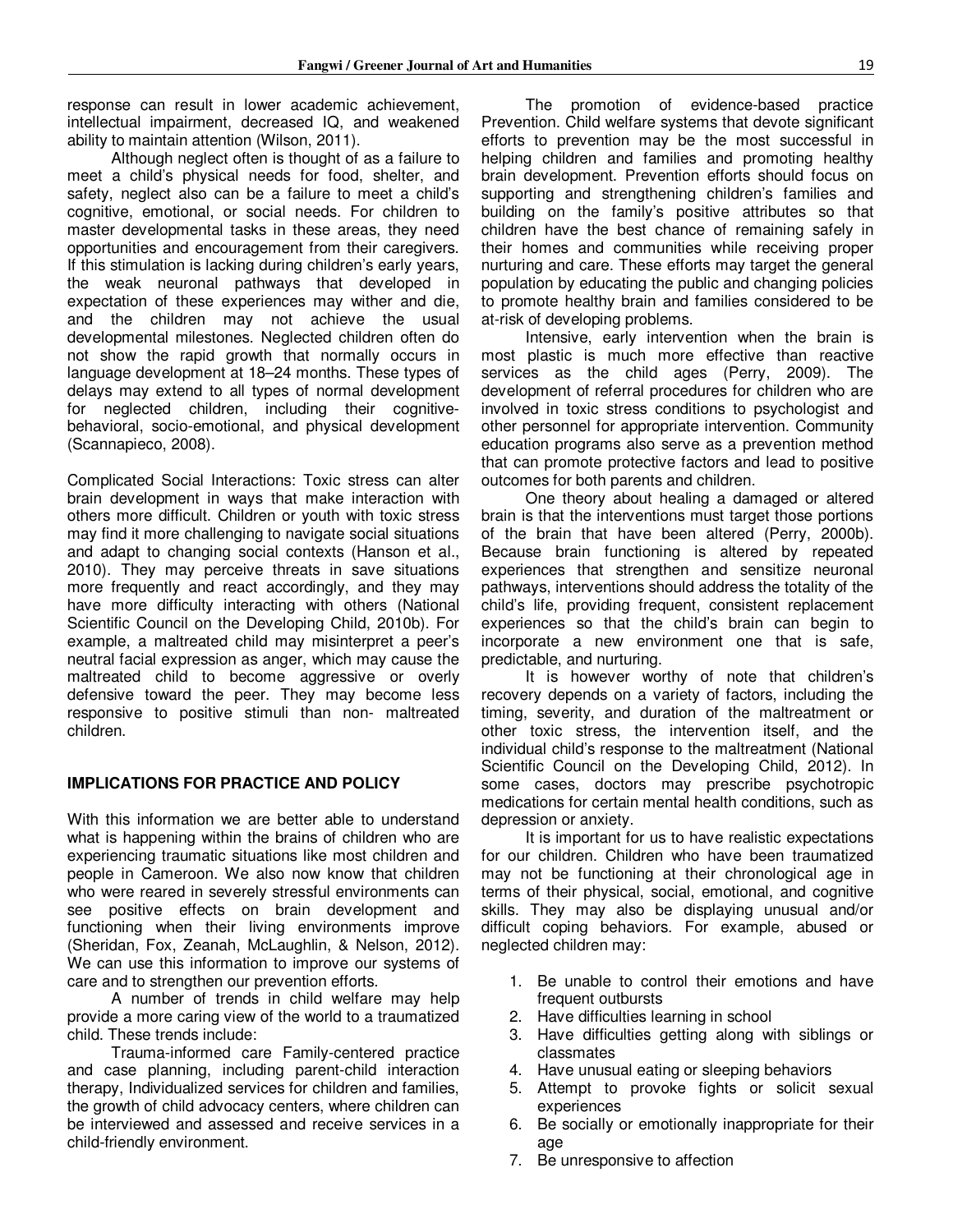response can result in lower academic achievement, intellectual impairment, decreased IQ, and weakened ability to maintain attention (Wilson, 2011).

Although neglect often is thought of as a failure to meet a child's physical needs for food, shelter, and safety, neglect also can be a failure to meet a child's cognitive, emotional, or social needs. For children to master developmental tasks in these areas, they need opportunities and encouragement from their caregivers. If this stimulation is lacking during children's early years, the weak neuronal pathways that developed in expectation of these experiences may wither and die, and the children may not achieve the usual developmental milestones. Neglected children often do not show the rapid growth that normally occurs in language development at 18–24 months. These types of delays may extend to all types of normal development for neglected children, including their cognitive-behavioral, socio-emotional, and physical development (Scannapieco, 2008).

Complicated Social Interactions: Toxic stress can alter brain development in ways that make interaction with others more difficult. Children or youth with toxic stress may find it more challenging to navigate social situations and adapt to changing social contexts (Hanson et al., 2010). They may perceive threats in save situations more frequently and react accordingly, and they may have more difficulty interacting with others (National Scientific Council on the Developing Child, 2010b). For example, a maltreated child may misinterpret a peer's neutral facial expression as anger, which may cause the maltreated child to become aggressive or overly defensive toward the peer. They may become less responsive to positive stimuli than non- maltreated children.

## IMPLICATIONS FOR PRACTICE AND POLICY

With this information we are better able to understand what is happening within the brains of children who are experiencing traumatic situations like most children and people in Cameroon. We also now know that children who were reared in severely stressful environments can see positive effects on brain development and functioning when their living environments improve (Sheridan, Fox, Zeanah, McLaughlin, & Nelson, 2012). We can use this information to improve our systems of care and to strengthen our prevention efforts.

A number of trends in child welfare may help provide a more caring view of the world to a traumatized child. These trends include:

Trauma-informed care Family-centered practice and case planning, including parent-child interaction therapy, Individualized services for children and families, the growth of child advocacy centers, where children can be interviewed and assessed and receive services in a child-friendly environment.

The promotion of evidence-based practice Prevention. Child welfare systems that devote significant efforts to prevention may be the most successful in helping children and families and promoting healthy brain development. Prevention efforts should focus on supporting and strengthening children's families and building on the family's positive attributes so that children have the best chance of remaining safely in their homes and communities while receiving proper nurturing and care. These efforts may target the general population by educating the public and changing policies to promote healthy brain and families considered to be at-risk of developing problems.

Intensive, early intervention when the brain is most plastic is much more effective than reactive services as the child ages (Perry, 2009). The development of referral procedures for children who are involved in toxic stress conditions to psychologist and other personnel for appropriate intervention. Community education programs also serve as a prevention method that can promote protective factors and lead to positive outcomes for both parents and children.

One theory about healing a damaged or altered brain is that the interventions must target those portions of the brain that have been altered (Perry, 2000b). Because brain functioning is altered by repeated experiences that strengthen and sensitize neuronal pathways, interventions should address the totality of the child's life, providing frequent, consistent replacement experiences so that the child's brain can begin to incorporate a new environment one that is safe, predictable, and nurturing.

It is however worthy of note that children's recovery depends on a variety of factors, including the timing, severity, and duration of the maltreatment or other toxic stress, the intervention itself, and the individual child's response to the maltreatment (National Scientic Council on the Developing Child, 2012). In some cases, doctors may prescribe psychotropic medications for certain mental health conditions, such as depression or anxiety.

It is important for us to have realistic expectations for our children. Children who have been traumatized may not be functioning at their chronological age in terms of their physical, social, emotional, and cognitive skills. They may also be displaying unusual and/or difficult coping behaviors. For example, abused or neglected children may:

1. Be unable to control their emotions and have frequent outbursts
2. Have difficulties learning in school
3. Have difficulties getting along with siblings or classmates
4. Have unusual eating or sleeping behaviors
5. Attempt to provoke fights or solicit sexual experiences
6. Be socially or emotionally inappropriate for their age
7. Be unresponsive to affection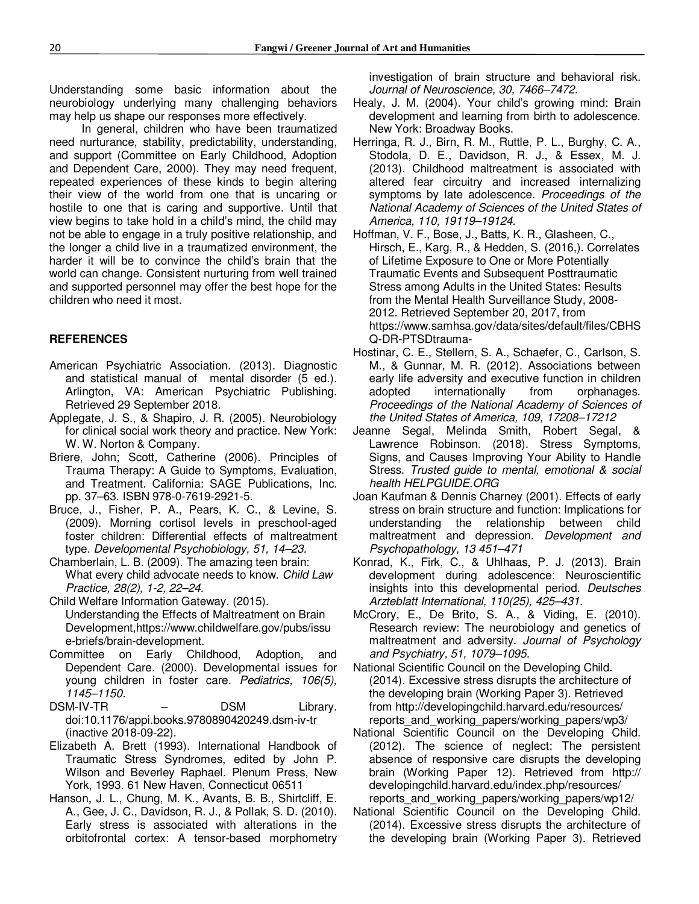Understanding some basic information about the neurobiology underlying many challenging behaviors may help us shape our responses more effectively.

In general, children who have been traumatized need nurturance, stability, predictability, understanding, and support (Committee on Early Childhood, Adoption and Dependent Care, 2000). They may need frequent, repeated experiences of these kinds to begin altering their view of the world from one that is uncaring or hostile to one that is caring and supportive. Until that view begins to take hold in a child's mind, the child may not be able to engage in a truly positive relationship, and the longer a child live in a traumatized environment, the harder it will be to convince the child's brain that the world can change. Consistent nurturing from well trained and supported personnel may offer the best hope for the children who need it most.

## REFERENCES

American Psychiatric Association. (2013). Diagnostic and statistical manual of mental disorder (5 ed.). Arlington, VA: American Psychiatric Publishing. Retrieved 29 September 2018.

Applegate, J. S., & Shapiro, J. R. (2005). Neurobiology for clinical social work theory and practice. New York: W. W. Norton & Company.

Briere, John; Scott, Catherine (2006). Principles of Trauma Therapy: A Guide to Symptoms, Evaluation, and Treatment. California: SAGE Publications, Inc. pp. 37–63. ISBN 978-0-7619-2921-5.

Bruce, J., Fisher, P. A., Pears, K. C., & Levine, S. (2009). Morning cortisol levels in preschool-aged foster children: Differential effects of maltreatment type. *Developmental Psychobiology, 51, 14–23*.

Chamberlain, L. B. (2009). The amazing teen brain: What every child advocate needs to know. *Child Law Practice, 28(2), 1-2, 22–24*.

Child Welfare Information Gateway. (2015). Understanding the Effects of Maltreatment on Brain Development,https://www.childwelfare.gov/pubs/issue-briefs/brain-development.

Committee on Early Childhood, Adoption, and Dependent Care. (2000). Developmental issues for young children in foster care. *Pediatrics, 106(5), 1145–1150.*

DSM-IV-TR – DSM Library. doi:10.1176/appi.books.9780890420249.dsm-iv-tr (inactive 2018-09-22).

Elizabeth A. Brett (1993). International Handbook of Traumatic Stress Syndromes, edited by John P. Wilson and Beverley Raphael. Plenum Press, New York, 1993. 61 New Haven, Connecticut 06511

Hanson, J. L., Chung, M. K., Avants, B. B., Shirtcliff, E. A., Gee, J. C., Davidson, R. J., & Pollak, S. D. (2010). Early stress is associated with alterations in the orbitofrontal cortex: A tensor-based morphometry investigation of brain structure and behavioral risk. *Journal of Neuroscience, 30, 7466–7472.*

Healy, J. M. (2004). Your child's growing mind: Brain development and learning from birth to adolescence. New York: Broadway Books.

Herringa, R. J., Birn, R. M., Ruttle, P. L., Burghy, C. A., Stodola, D. E., Davidson, R. J., & Essex, M. J. (2013). Childhood maltreatment is associated with altered fear circuitry and increased internalizing symptoms by late adolescence. *Proceedings of the National Academy of Sciences of the United States of America, 110, 19119–19124.*

Hoffman, V. F., Bose, J., Batts, K. R., Glasheen, C., Hirsch, E., Karg, R., & Hedden, S. (2016,). Correlates of Lifetime Exposure to One or More Potentially Traumatic Events and Subsequent Posttraumatic Stress among Adults in the United States: Results from the Mental Health Surveillance Study, 2008-2012. Retrieved September 20, 2017, from https://www.samhsa.gov/data/sites/default/files/CBHSQ-DR-PTSDtrauma-

Hostinar, C. E., Stellern, S. A., Schaefer, C., Carlson, S. M., & Gunnar, M. R. (2012). Associations between early life adversity and executive function in children adopted internationally from orphanages. *Proceedings of the National Academy of Sciences of the United States of America, 109, 17208–17212*

Jeanne Segal, Melinda Smith, Robert Segal, & Lawrence Robinson. (2018). Stress Symptoms, Signs, and Causes Improving Your Ability to Handle Stress. *Trusted guide to mental, emotional & social health HELPGUIDE.ORG*

Joan Kaufman & Dennis Charney (2001). Effects of early stress on brain structure and function: Implications for understanding the relationship between child maltreatment and depression. *Development and Psychopathology, 13 451–471*

Konrad, K., Firk, C., & Uhlhaas, P. J. (2013). Brain development during adolescence: Neuroscientific insights into this developmental period. *Deutsches Arzteblatt International, 110(25), 425–431.*

McCrory, E., De Brito, S. A., & Viding, E. (2010). Research review: The neurobiology and genetics of maltreatment and adversity. *Journal of Psychology and Psychiatry, 51, 1079–1095.*

National Scientific Council on the Developing Child. (2014). Excessive stress disrupts the architecture of the developing brain (Working Paper 3). Retrieved from http://developingchild.harvard.edu/resources/reports_and_working_papers/working_papers/wp3/

National Scientific Council on the Developing Child. (2012). The science of neglect: The persistent absence of responsive care disrupts the developing brain (Working Paper 12). Retrieved from http://developingchild.harvard.edu/index.php/resources/reports_and_working_papers/working_papers/wp12/

National Scientific Council on the Developing Child. (2014). Excessive stress disrupts the architecture of the developing brain (Working Paper 3). Retrieved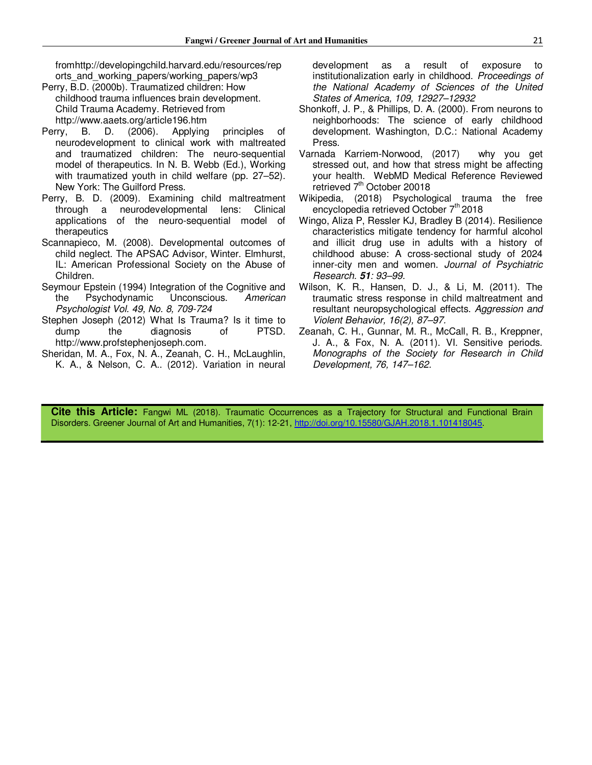fromhttp://developingchild.harvard.edu/resources/reports_and_working_papers/working_papers/wp3

Perry, B.D. (2000b). Traumatized children: How childhood trauma influences brain development. Child Trauma Academy. Retrieved from http://www.aaets.org/article196.htm

Perry, B. D. (2006). Applying principles of neurodevelopment to clinical work with maltreated and traumatized children: The neuro-sequential model of therapeutics. In N. B. Webb (Ed.), Working with traumatized youth in child welfare (pp. 27–52). New York: The Guilford Press.

Perry, B. D. (2009). Examining child maltreatment through a neurodevelopmental lens: Clinical applications of the neuro-sequential model of therapeutics

Scannapieco, M. (2008). Developmental outcomes of child neglect. The APSAC Advisor, Winter. Elmhurst, IL: American Professional Society on the Abuse of Children.

Seymour Epstein (1994) Integration of the Cognitive and the Psychodynamic Unconscious. *American Psychologist Vol. 49, No. 8, 709-724*

Stephen Joseph (2012) What Is Trauma? Is it time to dump the diagnosis of PTSD. http://www.profstephenjoseph.com.

Sheridan, M. A., Fox, N. A., Zeanah, C. H., McLaughlin, K. A., & Nelson, C. A.. (2012). Variation in neural development as a result of exposure to institutionalization early in childhood. *Proceedings of the National Academy of Sciences of the United States of America, 109, 12927–12932*

Shonkoff, J. P., & Phillips, D. A. (2000). From neurons to neighborhoods: The science of early childhood development. Washington, D.C.: National Academy Press.

Varnada Karriem-Norwood, (2017) why you get stressed out, and how that stress might be affecting your health. WebMD Medical Reference Reviewed retrieved 7th October 20018

Wikipedia, (2018) Psychological trauma the free encyclopedia retrieved October 7th 2018

Wingo, Aliza P, Ressler KJ, Bradley B (2014). Resilience characteristics mitigate tendency for harmful alcohol and illicit drug use in adults with a history of childhood abuse: A cross-sectional study of 2024 inner-city men and women. *Journal of Psychiatric Research. **51**: 93–99.*

Wilson, K. R., Hansen, D. J., & Li, M. (2011). The traumatic stress response in child maltreatment and resultant neuropsychological effects. *Aggression and Violent Behavior, 16(2), 87–97.*

Zeanah, C. H., Gunnar, M. R., McCall, R. B., Kreppner, J. A., & Fox, N. A. (2011). VI. Sensitive periods. *Monographs of the Society for Research in Child Development, 76, 147–162.*

**Cite this Article:** Fangwi ML (2018). Traumatic Occurrences as a Trajectory for Structural and Functional Brain Disorders. Greener Journal of Art and Humanities, 7(1): 12-21, http://doi.org/10.15580/GJAH.2018.1.101418045.